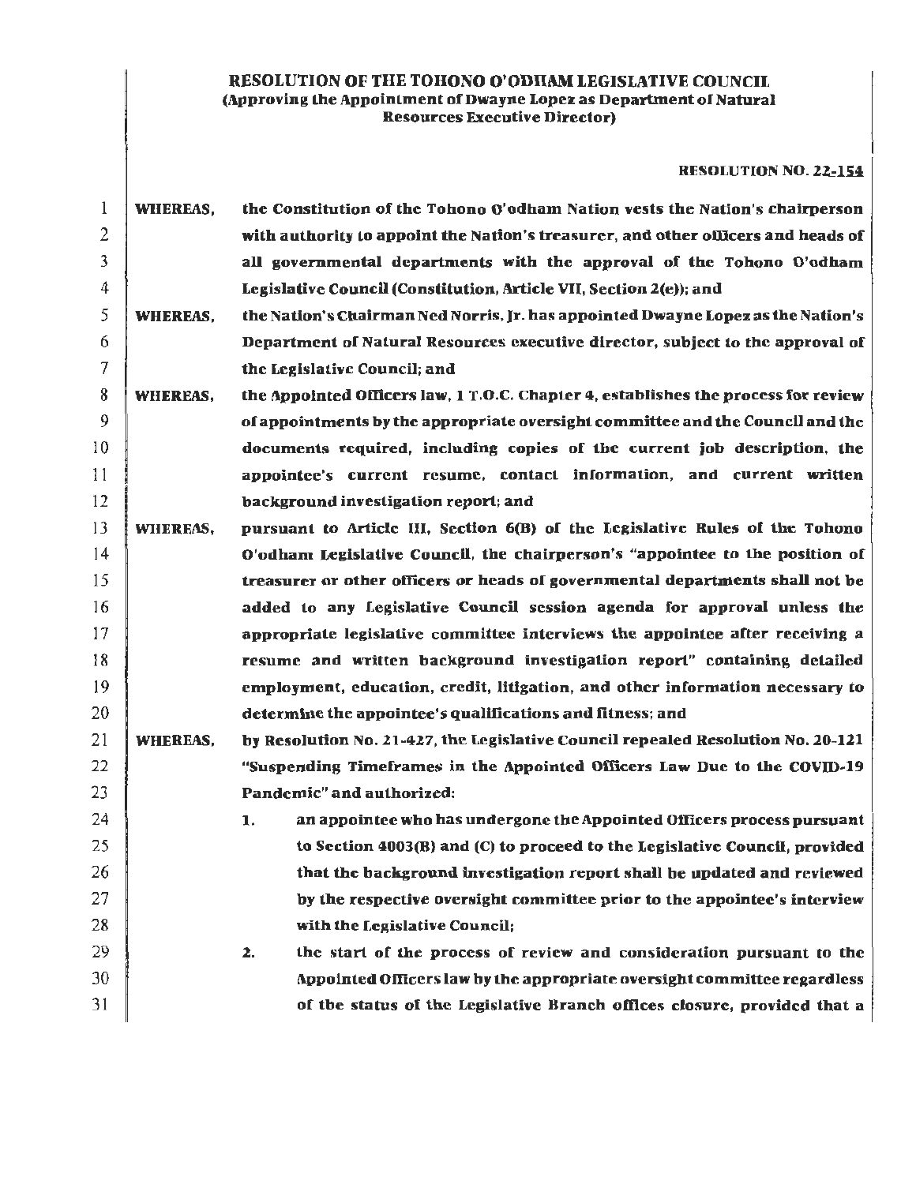# RESOLUTION OF THE TOHONO O'ODHAM LEGISLATIVE COUNCIL
**(Approving the Appointment of Dwayne Lopez as Department of Natural Resources Executive Director)**

**RESOLUTION NO. 22-154**

**WHEREAS,** the Constitution of the Tohono O'odham Nation vests the Nation's chairperson with authority to appoint the Nation's treasurer, and other officers and heads of all governmental departments with the approval of the Tohono O'odham Legislative Council (Constitution, Article VII, Section 2(e)); and

**WHEREAS,** the Nation's Chairman Ned Norris, Jr. has appointed Dwayne Lopez as the Nation's Department of Natural Resources executive director, subject to the approval of the Legislative Council; and

**WHEREAS,** the Appointed Officers law, 1 T.O.C. Chapter 4, establishes the process for review of appointments by the appropriate oversight committee and the Council and the documents required, including copies of the current job description, the appointee's current resume, contact information, and current written background investigation report; and

**WHEREAS,** pursuant to Article III, Section 6(B) of the Legislative Rules of the Tohono O'odham Legislative Council, the chairperson's "appointee to the position of treasurer or other officers or heads of governmental departments shall not be added to any Legislative Council session agenda for approval unless the appropriate legislative committee interviews the appointee after receiving a resume and written background investigation report" containing detailed employment, education, credit, litigation, and other information necessary to determine the appointee's qualifications and fitness; and

**WHEREAS,** by Resolution No. 21-427, the Legislative Council repealed Resolution No. 20-121 "Suspending Timeframes in the Appointed Officers Law Due to the COVID-19 Pandemic" and authorized:

1. an appointee who has undergone the Appointed Officers process pursuant to Section 4003(B) and (C) to proceed to the Legislative Council, provided that the background investigation report shall be updated and reviewed by the respective oversight committee prior to the appointee's interview with the Legislative Council;
2. the start of the process of review and consideration pursuant to the Appointed Officers law by the appropriate oversight committee regardless of the status of the Legislative Branch offices closure, provided that a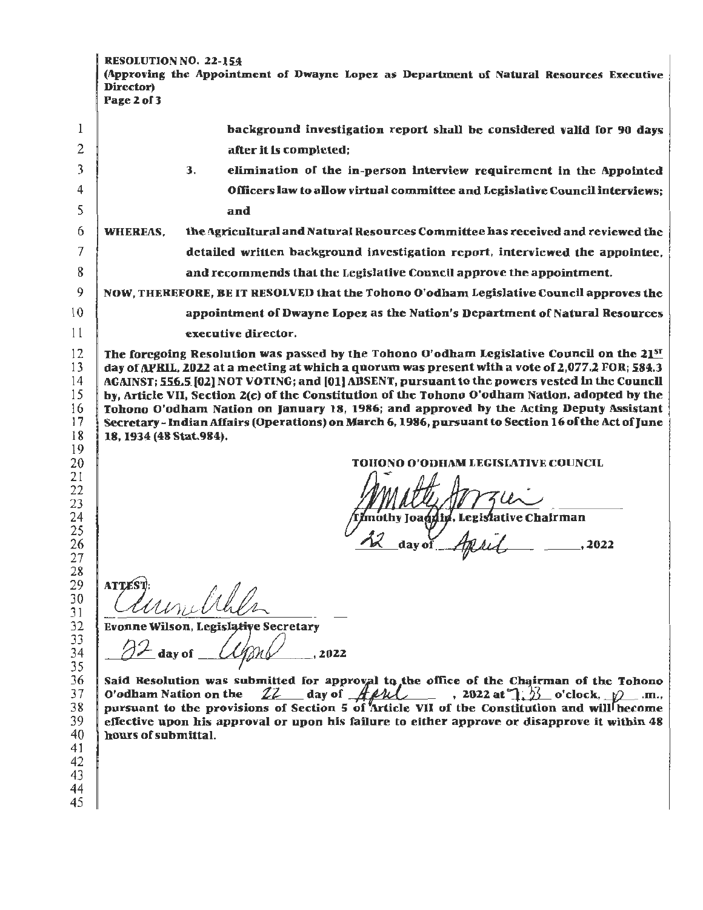**RESOLUTION NO. 22-154**
**(Approving the Appointment of Dwayne Lopez as Department of Natural Resources Executive Director)**
**Page 2 of 3**

background investigation report shall be considered valid for 90 days after it is completed;

3. elimination of the in-person interview requirement in the Appointed Officers law to allow virtual committee and Legislative Council interviews; and

**WHEREAS,** the Agricultural and Natural Resources Committee has received and reviewed the detailed written background investigation report, interviewed the appointee, and recommends that the Legislative Council approve the appointment.

**NOW, THEREFORE, BE IT RESOLVED** that the Tohono O'odham Legislative Council approves the appointment of Dwayne Lopez as the Nation's Department of Natural Resources executive director.

The foregoing Resolution was passed by the Tohono O'odham Legislative Council on the 21ST day of APRIL, 2022 at a meeting at which a quorum was present with a vote of 2,077.2 FOR; 584.3 AGAINST; 556.5 [02] NOT VOTING; and [01] ABSENT, pursuant to the powers vested in the Council by, Article VII, Section 2(c) of the Constitution of the Tohono O'odham Nation, adopted by the Tohono O'odham Nation on January 18, 1986; and approved by the Acting Deputy Assistant Secretary - Indian Affairs (Operations) on March 6, 1986, pursuant to Section 16 of the Act of June 18, 1934 (48 Stat.984).

TOHONO O'ODHAM LEGISLATIVE COUNCIL

Timothy Joaquin, Legislative Chairman

22 day of April, 2022

ATTEST:

Evonne Wilson, Legislative Secretary

22 day of April, 2022

Said Resolution was submitted for approval to the office of the Chairman of the Tohono O'odham Nation on the 22 day of April, 2022 at 7:33 o'clock, p .m., pursuant to the provisions of Section 5 of Article VII of the Constitution and will become effective upon his approval or upon his failure to either approve or disapprove it within 48 hours of submittal.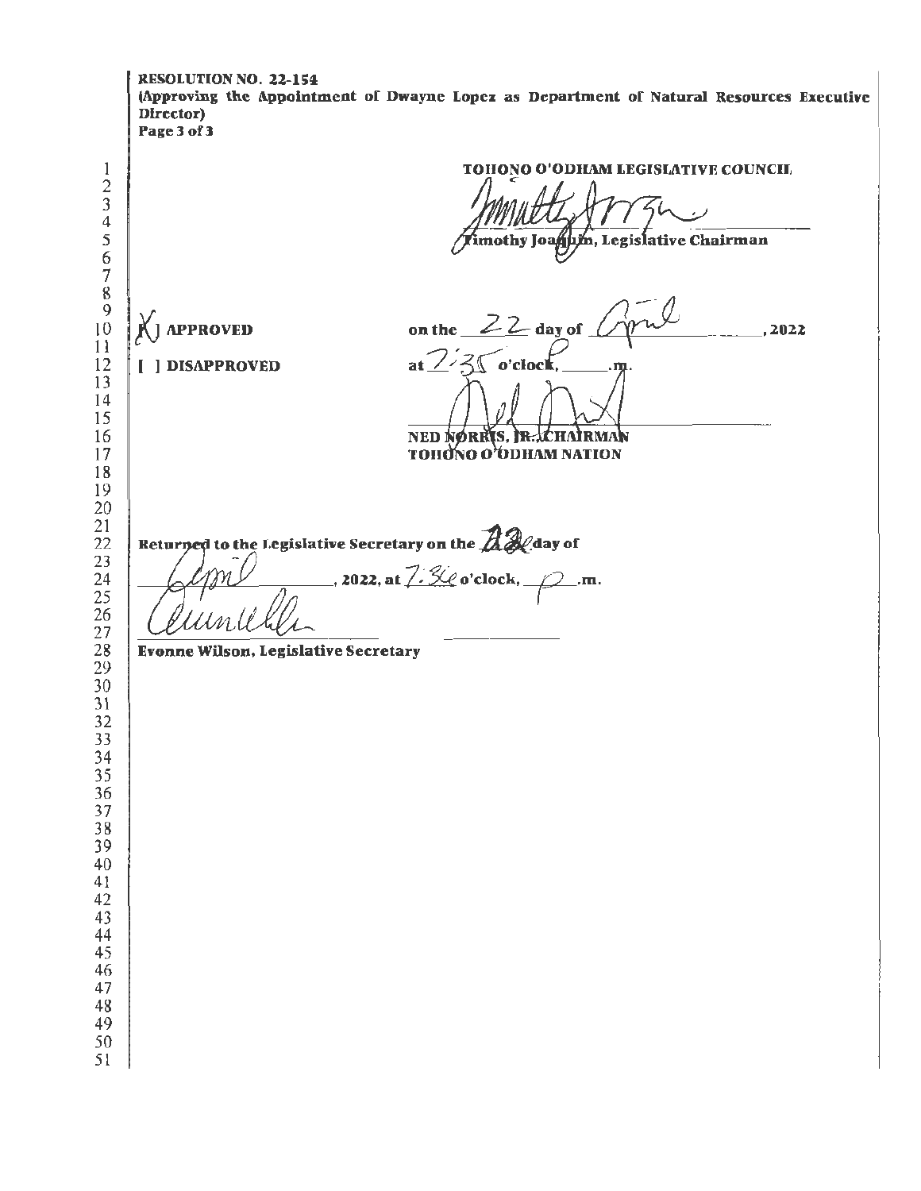**RESOLUTION NO. 22-154**
**(Approving the Appointment of Dwayne Lopez as Department of Natural Resources Executive Director)**
**Page 3 of 3**

**TOHONO O'ODHAM LEGISLATIVE COUNCIL**

**Timothy Joaquin, Legislative Chairman**

[X] **APPROVED** on the 22 day of April, 2022

[ ] **DISAPPROVED** at 7:35 o'clock, \_\_\_\_.m.

**NED NORRIS, JR., CHAIRMAN**
**TOHONO O'ODHAM NATION**

**Returned to the Legislative Secretary on the 22 day of April, 2022, at 7:36 o'clock, p.m.**

**Evonne Wilson, Legislative Secretary**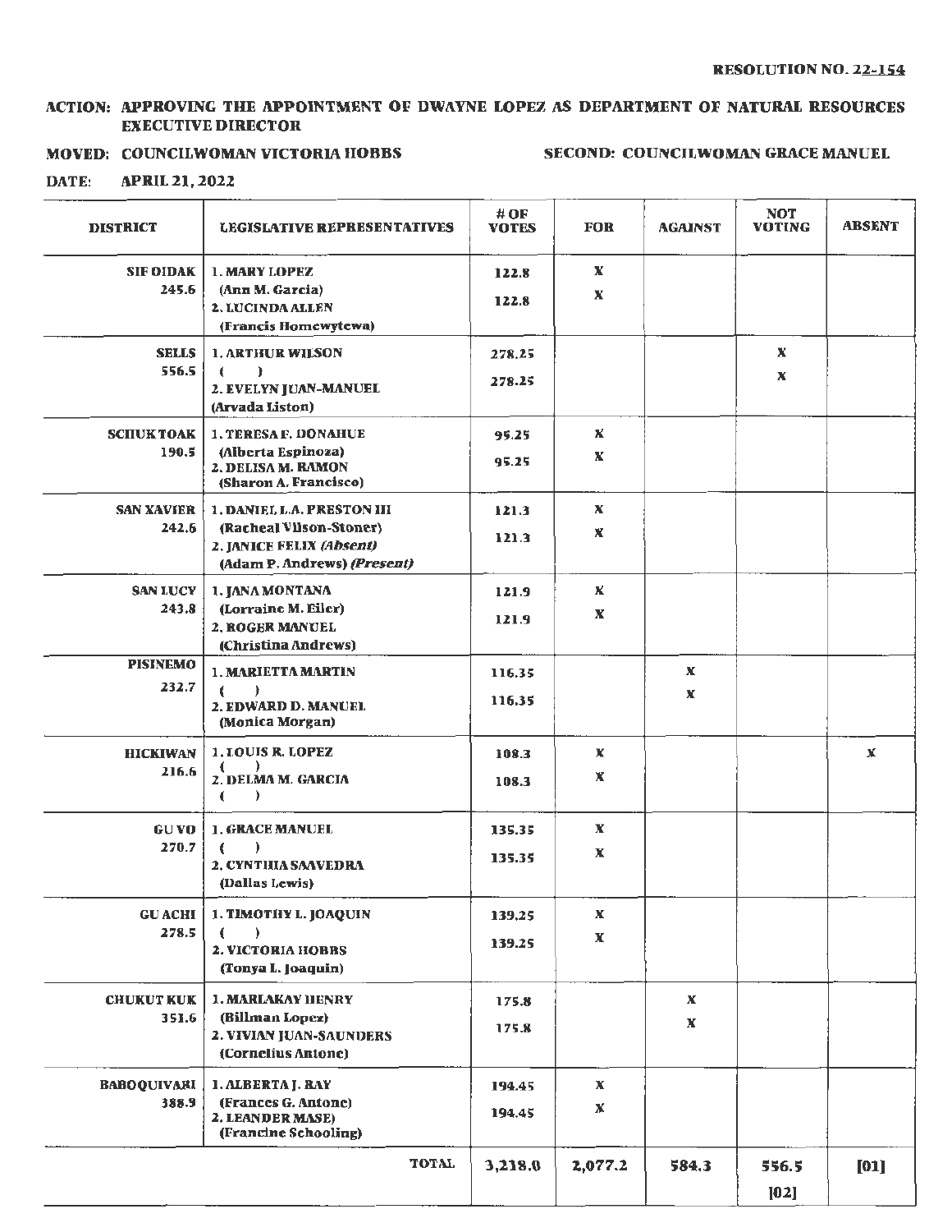**RESOLUTION NO. 22-154**

**ACTION: APPROVING THE APPOINTMENT OF DWAYNE LOPEZ AS DEPARTMENT OF NATURAL RESOURCES EXECUTIVE DIRECTOR**

**MOVED: COUNCILWOMAN VICTORIA HOBBS** **SECOND: COUNCILWOMAN GRACE MANUEL**

**DATE: APRIL 21, 2022**

| DISTRICT | LEGISLATIVE REPRESENTATIVES | # OF VOTES | FOR | AGAINST | NOT VOTING | ABSENT |
|---|---|---|---|---|---|---|
| SIF OIDAK 245.6 | 1. MARY LOPEZ (Ann M. Garcia) 2. LUCINDA ALLEN (Francis Homewytewa) | 122.8 122.8 | X X | | | |
| SELLS 556.5 | 1. ARTHUR WILSON ( ) 2. EVELYN JUAN-MANUEL (Arvada Liston) | 278.25 278.25 | | | X X | |
| SCHUK TOAK 190.5 | 1. TERESA F. DONAHUE (Alberta Espinoza) 2. DELISA M. RAMON (Sharon A. Francisco) | 95.25 95.25 | X X | | | |
| SAN XAVIER 242.6 | 1. DANIEL L.A. PRESTON III (Racheal Vilson-Stoner) 2. JANICE FELIX *(Absent)* (Adam P. Andrews) *(Present)* | 121.3 121.3 | X X | | | |
| SAN LUCY 243.8 | 1. JANA MONTANA (Lorraine M. Eiler) 2. ROGER MANUEL (Christina Andrews) | 121.9 121.9 | X X | | | |
| PISINEMO 232.7 | 1. MARIETTA MARTIN ( ) 2. EDWARD D. MANUEL (Monica Morgan) | 116.35 116.35 | | X X | | |
| HICKIWAN 216.6 | 1. LOUIS R. LOPEZ ( ) 2. DELMA M. GARCIA ( ) | 108.3 108.3 | X X | | | X |
| GU VO 270.7 | 1. GRACE MANUEL ( ) 2. CYNTHIA SAAVEDRA (Dallas Lewis) | 135.35 135.35 | X X | | | |
| GU ACHI 278.5 | 1. TIMOTHY L. JOAQUIN ( ) 2. VICTORIA HOBBS (Tonya L. Joaquin) | 139.25 139.25 | X X | | | |
| CHUKUT KUK 351.6 | 1. MARLAKAY HENRY (Billman Lopez) 2. VIVIAN JUAN-SAUNDERS (Cornelius Antone) | 175.8 175.8 | | X X | | |
| BABOQUIVARI 388.9 | 1. ALBERTA J. RAY (Frances G. Antone) 2. LEANDER MASE) (Francine Schooling) | 194.45 194.45 | X X | | | |
| | TOTAL | 3,218.0 | 2,077.2 | 584.3 | 556.5 [02] | [01] |